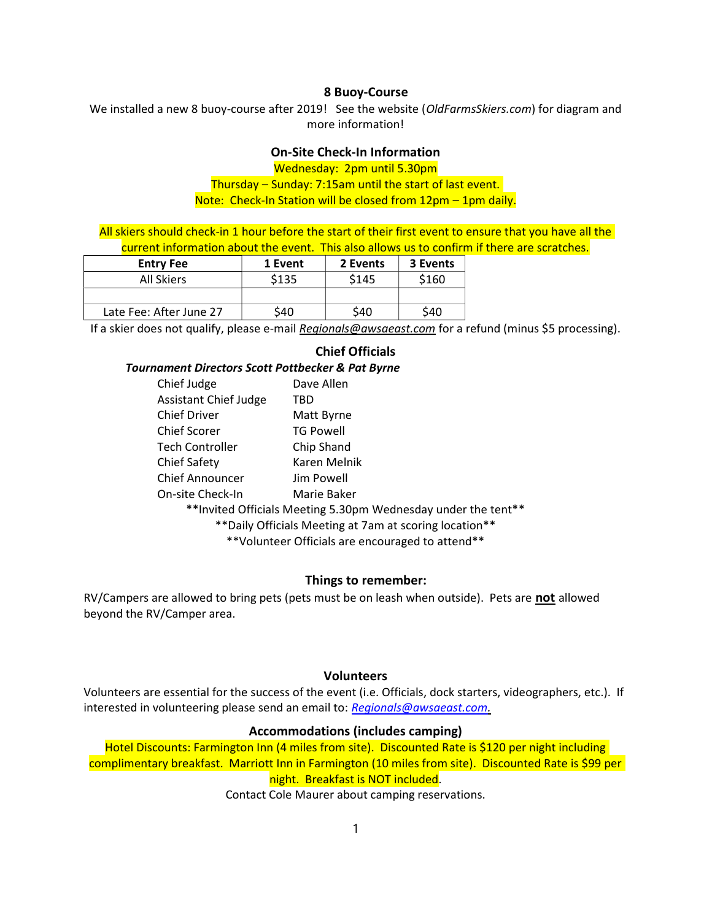## 8 Buoy-Course

We installed a new 8 buoy-course after 2019! See the website (*OldFarmsSkiers.com*) for diagram and more information!

## On-Site Check-In Information

Wednesday: 2pm until 5.30pm

Thursday – Sunday: 7:15am until the start of last event.

Note: Check-In Station will be closed from 12pm – 1pm daily.

All skiers should check-in 1 hour before the start of their first event to ensure that you have all the current information about the event. This also allows us to confirm if there are scratches.

| Entry Fee | 1 Event | 2 Events | 3 Events |
|---|---|---|---|
| All Skiers | $135 | $145 | $160 |
| | | | |
| Late Fee: After June 27 | $40 | $40 | $40 |

If a skier does not qualify, please e-mail *Regionals@awsaeast.com* for a refund (minus $5 processing).

## Chief Officials

***Tournament Directors Scott Pottbecker & Pat Byrne***

| | |
|---|---|
| Chief Judge | Dave Allen |
| Assistant Chief Judge | TBD |
| Chief Driver | Matt Byrne |
| Chief Scorer | TG Powell |
| Tech Controller | Chip Shand |
| Chief Safety | Karen Melnik |
| Chief Announcer | Jim Powell |
| On-site Check-In | Marie Baker |

\*\*Invited Officials Meeting 5.30pm Wednesday under the tent\*\*

\*\*Daily Officials Meeting at 7am at scoring location\*\*

\*\*Volunteer Officials are encouraged to attend\*\*

## Things to remember:

RV/Campers are allowed to bring pets (pets must be on leash when outside). Pets are **not** allowed beyond the RV/Camper area.

## Volunteers

Volunteers are essential for the success of the event (i.e. Officials, dock starters, videographers, etc.). If interested in volunteering please send an email to: *Regionals@awsaeast.com.*

## Accommodations (includes camping)

Hotel Discounts: Farmington Inn (4 miles from site). Discounted Rate is $120 per night including complimentary breakfast. Marriott Inn in Farmington (10 miles from site). Discounted Rate is $99 per night. Breakfast is NOT included.

Contact Cole Maurer about camping reservations.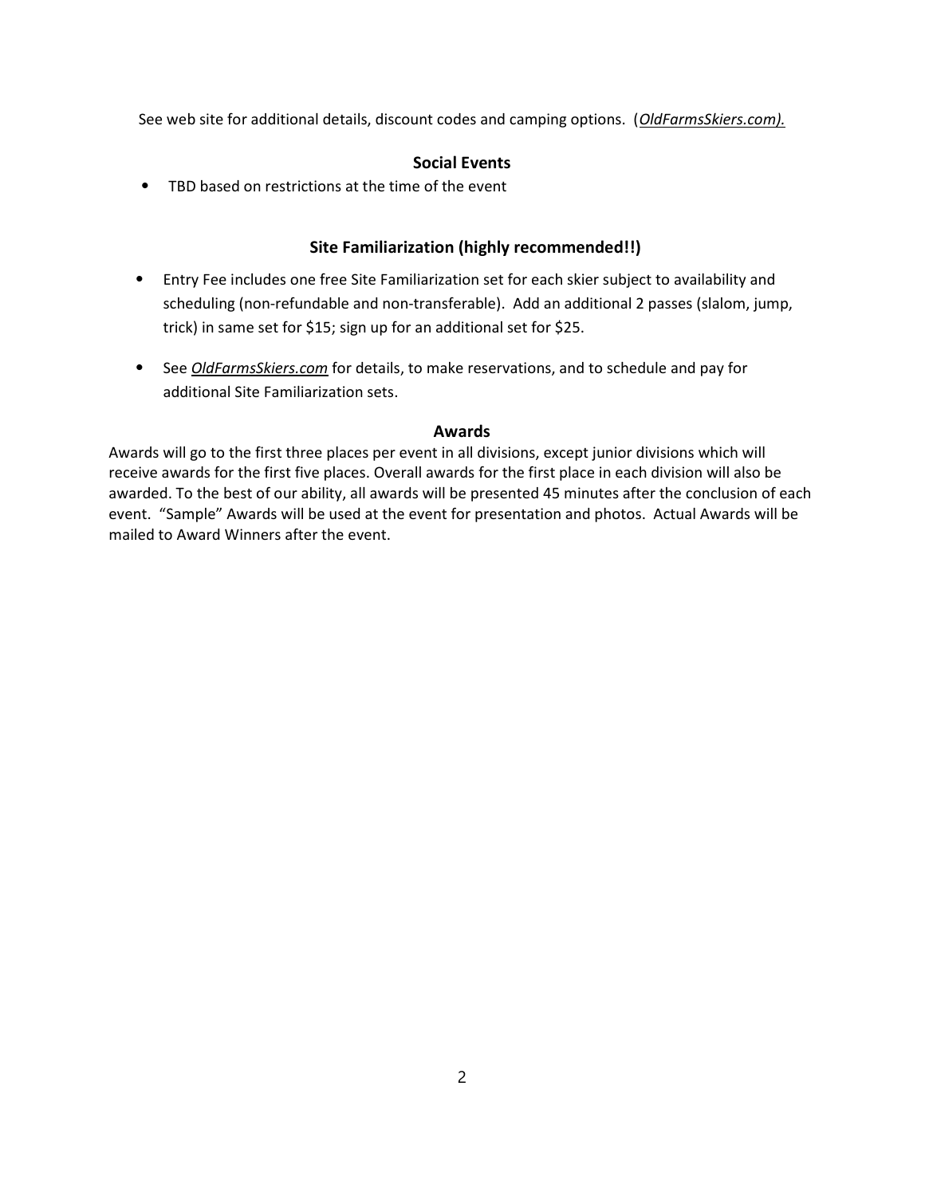See web site for additional details, discount codes and camping options. (*OldFarmsSkiers.com).*

## Social Events

- TBD based on restrictions at the time of the event

## Site Familiarization (highly recommended!!)

- Entry Fee includes one free Site Familiarization set for each skier subject to availability and scheduling (non-refundable and non-transferable). Add an additional 2 passes (slalom, jump, trick) in same set for $15; sign up for an additional set for $25.
- See *OldFarmsSkiers.com* for details, to make reservations, and to schedule and pay for additional Site Familiarization sets.

## Awards

Awards will go to the first three places per event in all divisions, except junior divisions which will receive awards for the first five places. Overall awards for the first place in each division will also be awarded. To the best of our ability, all awards will be presented 45 minutes after the conclusion of each event. "Sample" Awards will be used at the event for presentation and photos. Actual Awards will be mailed to Award Winners after the event.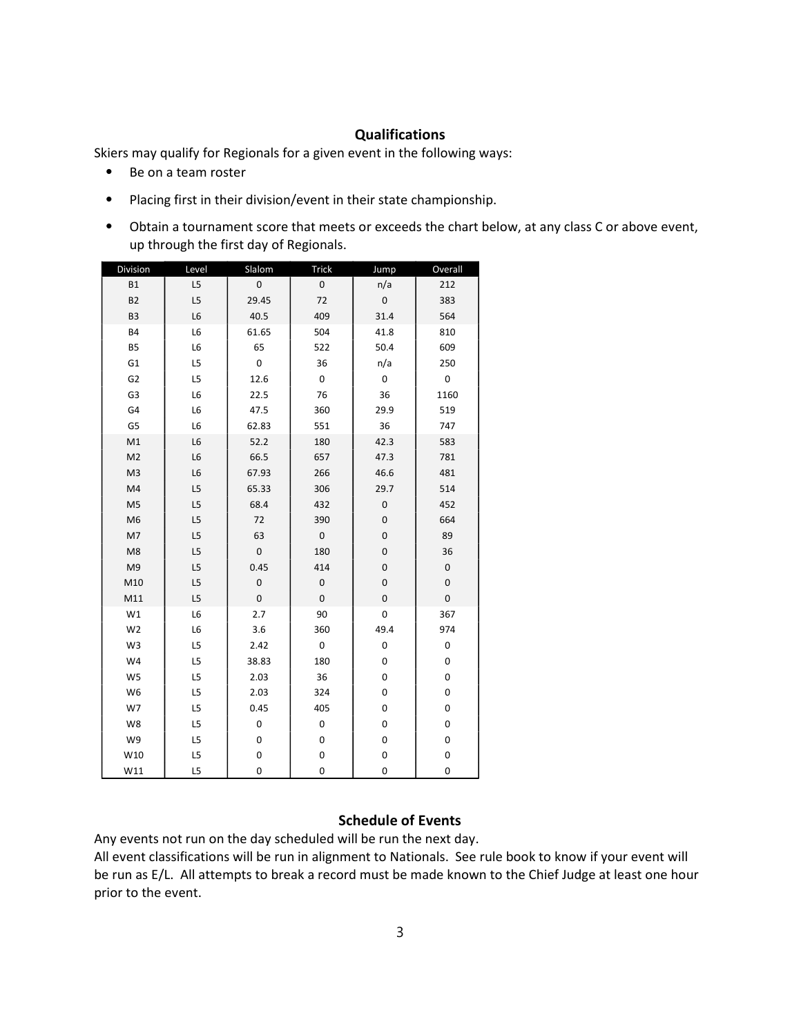## Qualifications

Skiers may qualify for Regionals for a given event in the following ways:

- Be on a team roster
- Placing first in their division/event in their state championship.
- Obtain a tournament score that meets or exceeds the chart below, at any class C or above event, up through the first day of Regionals.

| Division | Level | Slalom | Trick | Jump | Overall |
|---|---|---|---|---|---|
| B1 | L5 | 0 | 0 | n/a | 212 |
| B2 | L5 | 29.45 | 72 | 0 | 383 |
| B3 | L6 | 40.5 | 409 | 31.4 | 564 |
| B4 | L6 | 61.65 | 504 | 41.8 | 810 |
| B5 | L6 | 65 | 522 | 50.4 | 609 |
| G1 | L5 | 0 | 36 | n/a | 250 |
| G2 | L5 | 12.6 | 0 | 0 | 0 |
| G3 | L6 | 22.5 | 76 | 36 | 1160 |
| G4 | L6 | 47.5 | 360 | 29.9 | 519 |
| G5 | L6 | 62.83 | 551 | 36 | 747 |
| M1 | L6 | 52.2 | 180 | 42.3 | 583 |
| M2 | L6 | 66.5 | 657 | 47.3 | 781 |
| M3 | L6 | 67.93 | 266 | 46.6 | 481 |
| M4 | L5 | 65.33 | 306 | 29.7 | 514 |
| M5 | L5 | 68.4 | 432 | 0 | 452 |
| M6 | L5 | 72 | 390 | 0 | 664 |
| M7 | L5 | 63 | 0 | 0 | 89 |
| M8 | L5 | 0 | 180 | 0 | 36 |
| M9 | L5 | 0.45 | 414 | 0 | 0 |
| M10 | L5 | 0 | 0 | 0 | 0 |
| M11 | L5 | 0 | 0 | 0 | 0 |
| W1 | L6 | 2.7 | 90 | 0 | 367 |
| W2 | L6 | 3.6 | 360 | 49.4 | 974 |
| W3 | L5 | 2.42 | 0 | 0 | 0 |
| W4 | L5 | 38.83 | 180 | 0 | 0 |
| W5 | L5 | 2.03 | 36 | 0 | 0 |
| W6 | L5 | 2.03 | 324 | 0 | 0 |
| W7 | L5 | 0.45 | 405 | 0 | 0 |
| W8 | L5 | 0 | 0 | 0 | 0 |
| W9 | L5 | 0 | 0 | 0 | 0 |
| W10 | L5 | 0 | 0 | 0 | 0 |
| W11 | L5 | 0 | 0 | 0 | 0 |

## Schedule of Events

Any events not run on the day scheduled will be run the next day.
All event classifications will be run in alignment to Nationals. See rule book to know if your event will be run as E/L. All attempts to break a record must be made known to the Chief Judge at least one hour prior to the event.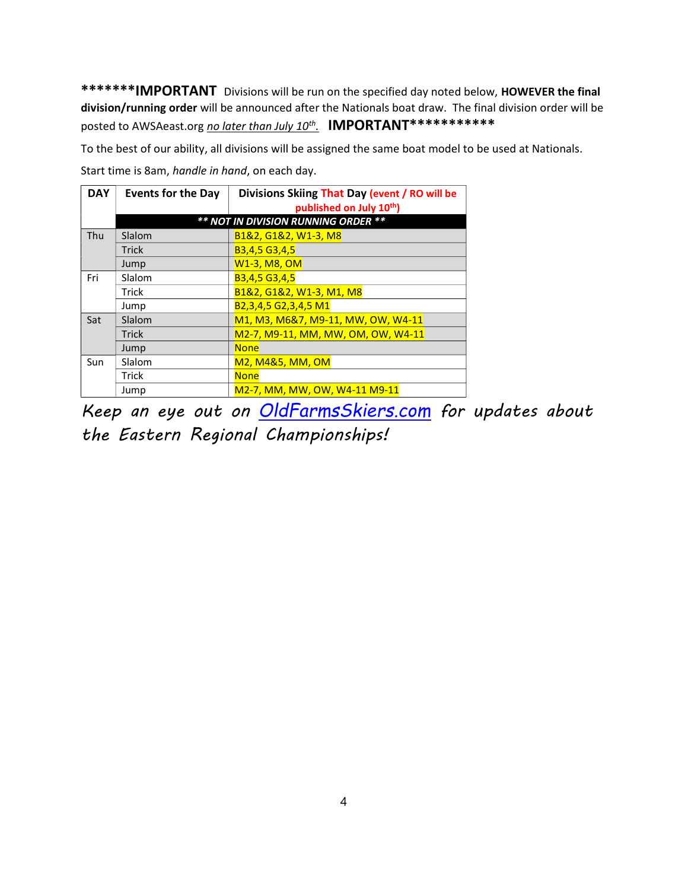*******IMPORTANT Divisions will be run on the specified day noted below, **HOWEVER the final division/running order** will be announced after the Nationals boat draw. The final division order will be posted to AWSAeast.org *no later than July 10th.* **IMPORTANT*****************

To the best of our ability, all divisions will be assigned the same boat model to be used at Nationals.

Start time is 8am, *handle in hand*, on each day.

| DAY | Events for the Day | Divisions Skiing That Day (event / RO will be published on July 10th) |
|---|---|---|
| | | *** NOT IN DIVISION RUNNING ORDER *** |
| Thu | Slalom | B1&2, G1&2, W1-3, M8 |
| | Trick | B3,4,5 G3,4,5 |
| | Jump | W1-3, M8, OM |
| Fri | Slalom | B3,4,5 G3,4,5 |
| | Trick | B1&2, G1&2, W1-3, M1, M8 |
| | Jump | B2,3,4,5 G2,3,4,5 M1 |
| Sat | Slalom | M1, M3, M6&7, M9-11, MW, OW, W4-11 |
| | Trick | M2-7, M9-11, MM, MW, OM, OW, W4-11 |
| | Jump | None |
| Sun | Slalom | M2, M4&5, MM, OM |
| | Trick | None |
| | Jump | M2-7, MM, MW, OW, W4-11 M9-11 |

*Keep an eye out on OldFarmsSkiers.com for updates about the Eastern Regional Championships!*